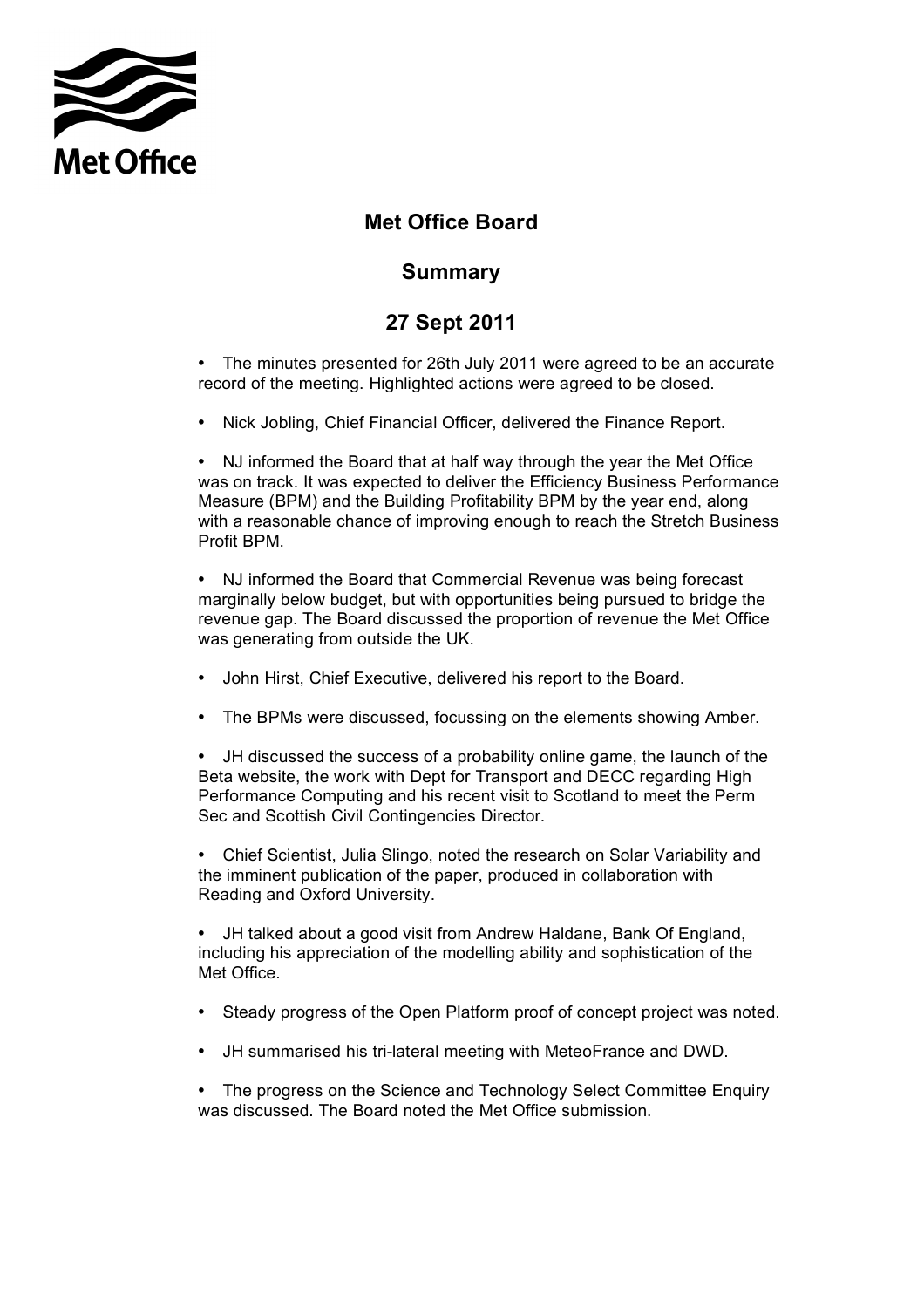Met Office

# Met Office Board

## Summary

## 27 Sept 2011

- The minutes presented for 26th July 2011 were agreed to be an accurate record of the meeting. Highlighted actions were agreed to be closed.

- Nick Jobling, Chief Financial Officer, delivered the Finance Report.

- NJ informed the Board that at half way through the year the Met Office was on track. It was expected to deliver the Efficiency Business Performance Measure (BPM) and the Building Profitability BPM by the year end, along with a reasonable chance of improving enough to reach the Stretch Business Profit BPM.

- NJ informed the Board that Commercial Revenue was being forecast marginally below budget, but with opportunities being pursued to bridge the revenue gap. The Board discussed the proportion of revenue the Met Office was generating from outside the UK.

- John Hirst, Chief Executive, delivered his report to the Board.

- The BPMs were discussed, focussing on the elements showing Amber.

- JH discussed the success of a probability online game, the launch of the Beta website, the work with Dept for Transport and DECC regarding High Performance Computing and his recent visit to Scotland to meet the Perm Sec and Scottish Civil Contingencies Director.

- Chief Scientist, Julia Slingo, noted the research on Solar Variability and the imminent publication of the paper, produced in collaboration with Reading and Oxford University.

- JH talked about a good visit from Andrew Haldane, Bank Of England, including his appreciation of the modelling ability and sophistication of the Met Office.

- Steady progress of the Open Platform proof of concept project was noted.

- JH summarised his tri-lateral meeting with MeteoFrance and DWD.

- The progress on the Science and Technology Select Committee Enquiry was discussed. The Board noted the Met Office submission.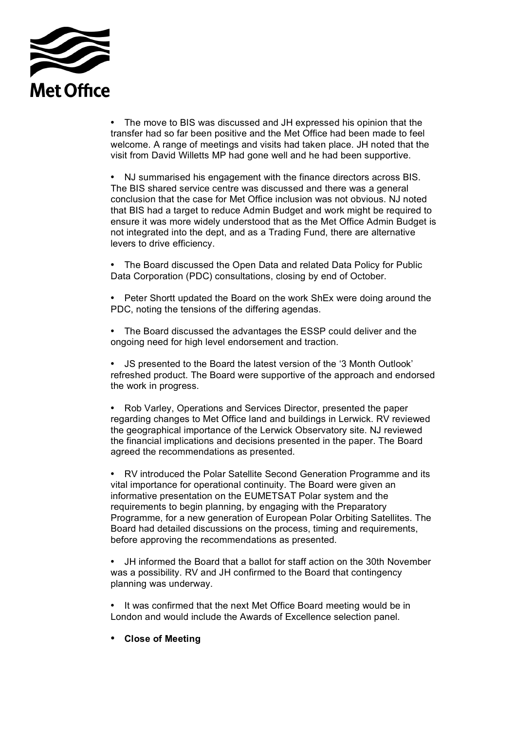- The move to BIS was discussed and JH expressed his opinion that the transfer had so far been positive and the Met Office had been made to feel welcome. A range of meetings and visits had taken place. JH noted that the visit from David Willetts MP had gone well and he had been supportive.

- NJ summarised his engagement with the finance directors across BIS. The BIS shared service centre was discussed and there was a general conclusion that the case for Met Office inclusion was not obvious. NJ noted that BIS had a target to reduce Admin Budget and work might be required to ensure it was more widely understood that as the Met Office Admin Budget is not integrated into the dept, and as a Trading Fund, there are alternative levers to drive efficiency.

- The Board discussed the Open Data and related Data Policy for Public Data Corporation (PDC) consultations, closing by end of October.

- Peter Shortt updated the Board on the work ShEx were doing around the PDC, noting the tensions of the differing agendas.

- The Board discussed the advantages the ESSP could deliver and the ongoing need for high level endorsement and traction.

- JS presented to the Board the latest version of the '3 Month Outlook' refreshed product. The Board were supportive of the approach and endorsed the work in progress.

- Rob Varley, Operations and Services Director, presented the paper regarding changes to Met Office land and buildings in Lerwick. RV reviewed the geographical importance of the Lerwick Observatory site. NJ reviewed the financial implications and decisions presented in the paper. The Board agreed the recommendations as presented.

- RV introduced the Polar Satellite Second Generation Programme and its vital importance for operational continuity. The Board were given an informative presentation on the EUMETSAT Polar system and the requirements to begin planning, by engaging with the Preparatory Programme, for a new generation of European Polar Orbiting Satellites. The Board had detailed discussions on the process, timing and requirements, before approving the recommendations as presented.

- JH informed the Board that a ballot for staff action on the 30th November was a possibility. RV and JH confirmed to the Board that contingency planning was underway.

- It was confirmed that the next Met Office Board meeting would be in London and would include the Awards of Excellence selection panel.

- **Close of Meeting**